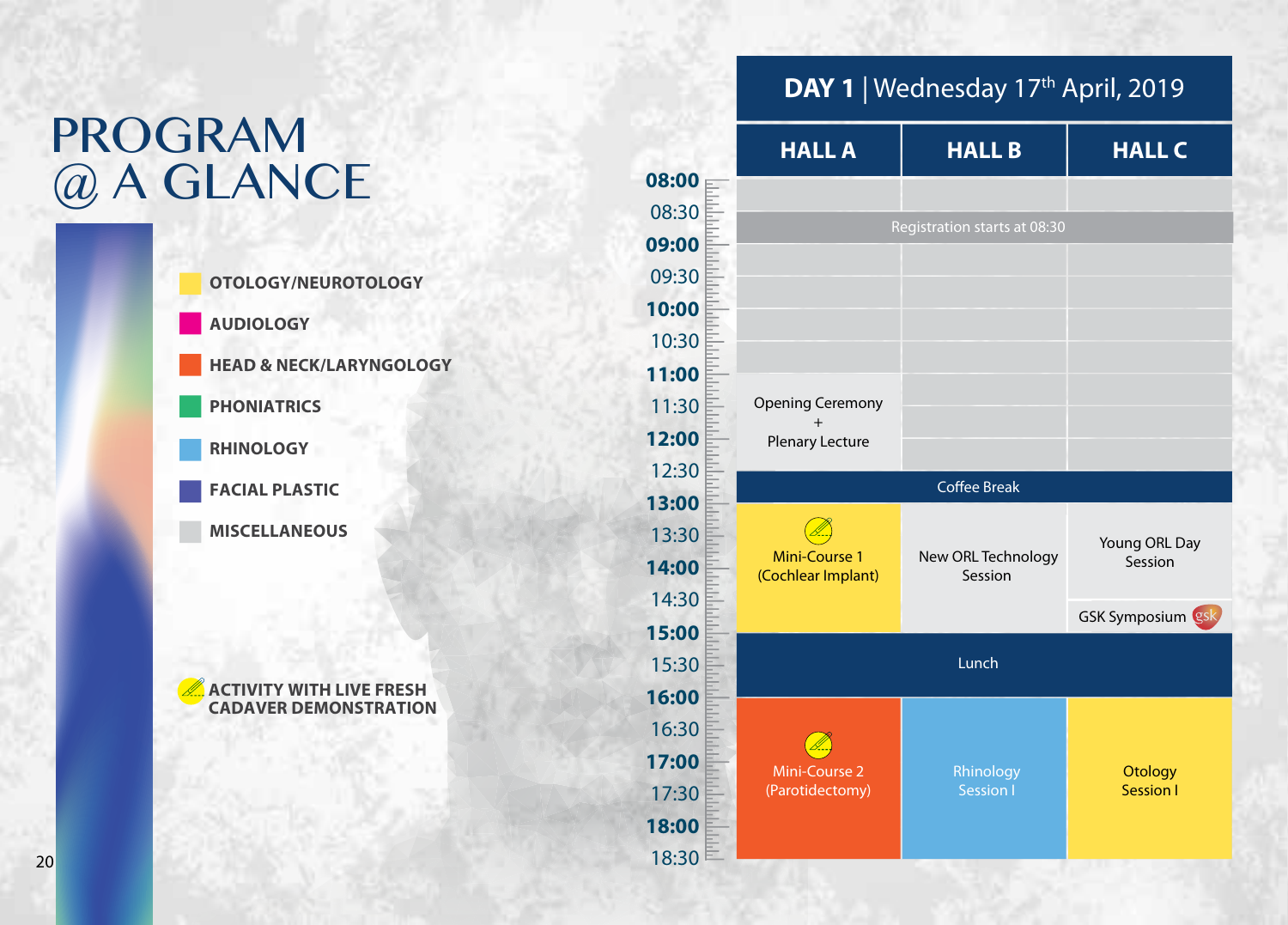# PROGRAM @ A GLANCE

- OTOLOGY/NEUROTOLOGY
- AUDIOLOGY
- HEAD & NECK/LARYNGOLOGY
- PHONIATRICS
- RHINOLOGY
- FACIAL PLASTIC
- MISCELLANEOUS

ACTIVITY WITH LIVE FRESH CADAVER DEMONSTRATION

## DAY 1 | Wednesday 17th April, 2019

| Time | HALL A | HALL B | HALL C |
|---|---|---|---|
| 08:30 | Registration starts at 08:30 | | |
| 11:00–12:30 | Opening Ceremony + Plenary Lecture | | |
| 12:30–13:00 | Coffee Break | | |
| 13:00–15:00 | Mini-Course 1 (Cochlear Implant) (Activity with live fresh cadaver demonstration) | New ORL Technology Session | Young ORL Day Session (13:00–14:30); GSK Symposium (14:30–15:00) |
| 15:00–16:00 | Lunch | | |
| 16:00–18:30 | Mini-Course 2 (Parotidectomy) (Activity with live fresh cadaver demonstration) | Rhinology Session I | Otology Session I |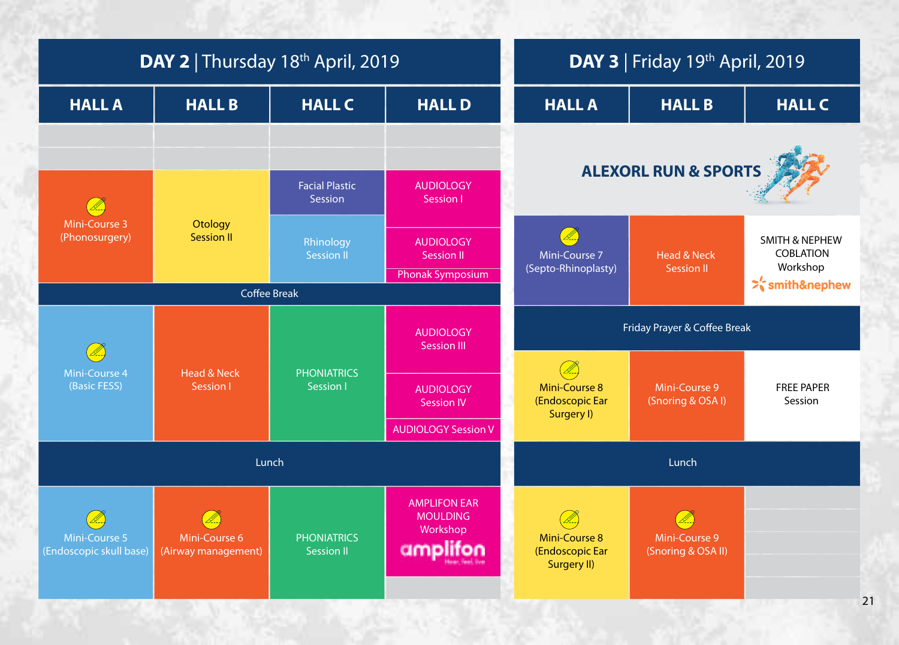## DAY 2 | Thursday 18th April, 2019

| HALL A | HALL B | HALL C | HALL D |
|---|---|---|---|
| | | | |
| Mini-Course 3 (Phonosurgery) | Otology Session II | Facial Plastic Session | AUDIOLOGY Session I |
| | | Rhinology Session II | AUDIOLOGY Session II |
| | | | Phonak Symposium |
| Coffee Break | | | |
| Mini-Course 4 (Basic FESS) | Head & Neck Session I | PHONIATRICS Session I | AUDIOLOGY Session III |
| | | | AUDIOLOGY Session IV |
| | | | AUDIOLOGY Session V |
| Lunch | | | |
| Mini-Course 5 (Endoscopic skull base) | Mini-Course 6 (Airway management) | PHONIATRICS Session II | AMPLIFON EAR MOULDING Workshop amplifon |

## DAY 3 | Friday 19th April, 2019

| HALL A | HALL B | HALL C |
|---|---|---|
| ALEXORL RUN & SPORTS | | |
| Mini-Course 7 (Septo-Rhinoplasty) | Head & Neck Session II | SMITH & NEPHEW COBLATION Workshop smith&nephew |
| Friday Prayer & Coffee Break | | |
| Mini-Course 8 (Endoscopic Ear Surgery I) | Mini-Course 9 (Snoring & OSA I) | FREE PAPER Session |
| Lunch | | |
| Mini-Course 8 (Endoscopic Ear Surgery II) | Mini-Course 9 (Snoring & OSA II) | |